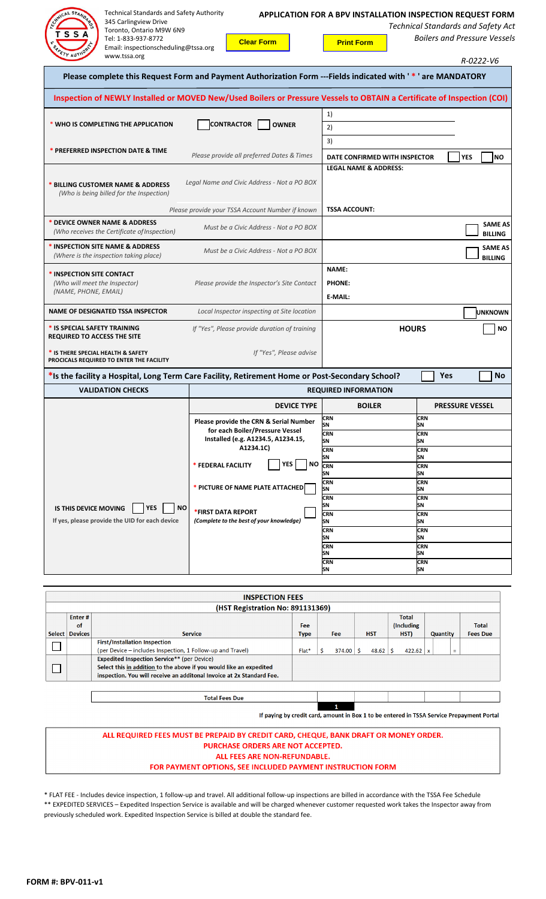Technical Standards and Safety Authority
345 Carlingview Drive
Toronto, Ontario M9W 6N9
Tel: 1-833-937-8772
Email: inspectionscheduling@tssa.org
www.tssa.org

Clear Form

Print Form

# APPLICATION FOR A BPV INSTALLATION INSPECTION REQUEST FORM

*Technical Standards and Safety Act*
*Boilers and Pressure Vessels*

*R-0222-V6*

**Please complete this Request Form and Payment Authorization Form ---Fields indicated with ' * ' are MANDATORY**

**Inspection of NEWLY Installed or MOVED New/Used Boilers or Pressure Vessels to OBTAIN a Certificate of Inspection (COI)**

| | | |
|---|---|---|
| * WHO IS COMPLETING THE APPLICATION | ☐ CONTRACTOR ☐ OWNER | 1) <br> 2) <br> 3) |
| * PREFERRED INSPECTION DATE & TIME | *Please provide all preferred Dates & Times* | DATE CONFIRMED WITH INSPECTOR ☐ YES ☐ NO |
| * BILLING CUSTOMER NAME & ADDRESS *(Who is being billed for the Inspection)* | *Legal Name and Civic Address - Not a PO BOX* <br> *Please provide your TSSA Account Number if known* | LEGAL NAME & ADDRESS: <br> TSSA ACCOUNT: |
| * DEVICE OWNER NAME & ADDRESS *(Who receives the Certificate of Inspection)* | *Must be a Civic Address - Not a PO BOX* | ☐ SAME AS BILLING |
| * INSPECTION SITE NAME & ADDRESS *(Where is the inspection taking place)* | *Must be a Civic Address - Not a PO BOX* | ☐ SAME AS BILLING |
| * INSPECTION SITE CONTACT *(Who will meet the Inspector) (NAME, PHONE, EMAIL)* | *Please provide the Inspector's Site Contact* | NAME: <br> PHONE: <br> E-MAIL: |
| NAME OF DESIGNATED TSSA INSPECTOR | *Local Inspector inspecting at Site location* | ☐ UNKNOWN |
| * IS SPECIAL SAFETY TRAINING REQUIRED TO ACCESS THE SITE | *If "Yes", Please provide duration of training* | HOURS ☐ NO |
| * IS THERE SPECIAL HEALTH & SAFETY PROCICALS REQUIRED TO ENTER THE FACILITY | *If "Yes", Please advise* | |

**\*Is the facility a Hospital, Long Term Care Facility, Retirement Home or Post-Secondary School?** ☐ Yes ☐ No

| VALIDATION CHECKS | REQUIRED INFORMATION | | |
|---|---|---|---|
| | DEVICE TYPE | BOILER | PRESSURE VESSEL |
| IS THIS DEVICE MOVING ☐ YES ☐ NO <br> If yes, please provide the UID for each device | Please provide the CRN & Serial Number for each Boiler/Pressure Vessel Installed (e.g. A1234.5, A1234.15, A1234.1C) <br> * FEDERAL FACILITY ☐ YES ☐ NO <br> * PICTURE OF NAME PLATE ATTACHED ☐ <br> *FIRST DATA REPORT ☐ *(Complete to the best of your knowledge)* | CRN / SN (×11) | CRN / SN (×11) |

| INSPECTION FEES | | | | | | | | |
|---|---|---|---|---|---|---|---|---|
| (HST Registration No: 891131369) | | | | | | | | |
| Select | Enter # of Devices | Service | Fee Type | Fee | HST | Total (Including HST) | Quantity | Total Fees Due |
| ☐ | | **First/Installation Inspection** (per Device – includes Inspection, 1 Follow-up and Travel) | Flat* | $ 374.00 | $ 48.62 | $ 422.62 | x | = |
| ☐ | | **Expedited Inspection Service\*\*** (per Device) Select this **in addition** to the above if you would like an expedited inspection. You will receive an additonal Invoice at 2x Standard Fee. | | | | | | |
| | | **Total Fees Due** | | 1 | | | | |

If paying by credit card, amount in Box 1 to be entered in TSSA Service Prepayment Portal

**ALL REQUIRED FEES MUST BE PREPAID BY CREDIT CARD, CHEQUE, BANK DRAFT OR MONEY ORDER.**
**PURCHASE ORDERS ARE NOT ACCEPTED.**
**ALL FEES ARE NON-REFUNDABLE.**
**FOR PAYMENT OPTIONS, SEE INCLUDED PAYMENT INSTRUCTION FORM**

\* FLAT FEE - Includes device inspection, 1 follow-up and travel. All additional follow-up inspections are billed in accordance with the TSSA Fee Schedule
\*\* EXPEDITED SERVICES – Expedited Inspection Service is available and will be charged whenever customer requested work takes the Inspector away from previously scheduled work. Expedited Inspection Service is billed at double the standard fee.

FORM #: BPV-011-v1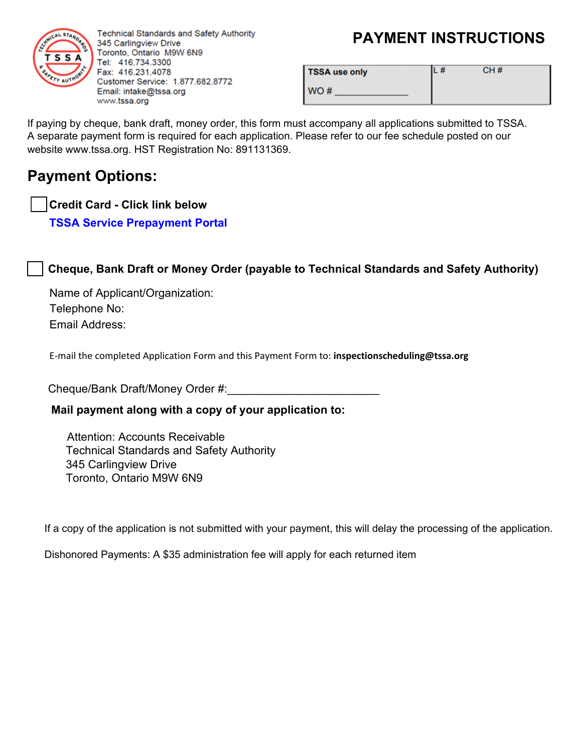Technical Standards and Safety Authority
345 Carlingview Drive
Toronto, Ontario M9W 6N9
Tel: 416.734.3300
Fax: 416.231.4078
Customer Service: 1.877.682.8772
Email: intake@tssa.org
www.tssa.org

# PAYMENT INSTRUCTIONS

| TSSA use only | L # | CH # |
|---|---|---|
| WO # ______________ | | |

If paying by cheque, bank draft, money order, this form must accompany all applications submitted to TSSA. A separate payment form is required for each application. Please refer to our fee schedule posted on our website www.tssa.org. HST Registration No: 891131369.

## Payment Options:

☐ **Credit Card - Click link below**

**TSSA Service Prepayment Portal**

☐ **Cheque, Bank Draft or Money Order (payable to Technical Standards and Safety Authority)**

Name of Applicant/Organization:
Telephone No:
Email Address:

E-mail the completed Application Form and this Payment Form to: **inspectionscheduling@tssa.org**

Cheque/Bank Draft/Money Order #:________________________

**Mail payment along with a copy of your application to:**

Attention: Accounts Receivable
Technical Standards and Safety Authority
345 Carlingview Drive
Toronto, Ontario M9W 6N9

If a copy of the application is not submitted with your payment, this will delay the processing of the application.

Dishonored Payments: A $35 administration fee will apply for each returned item